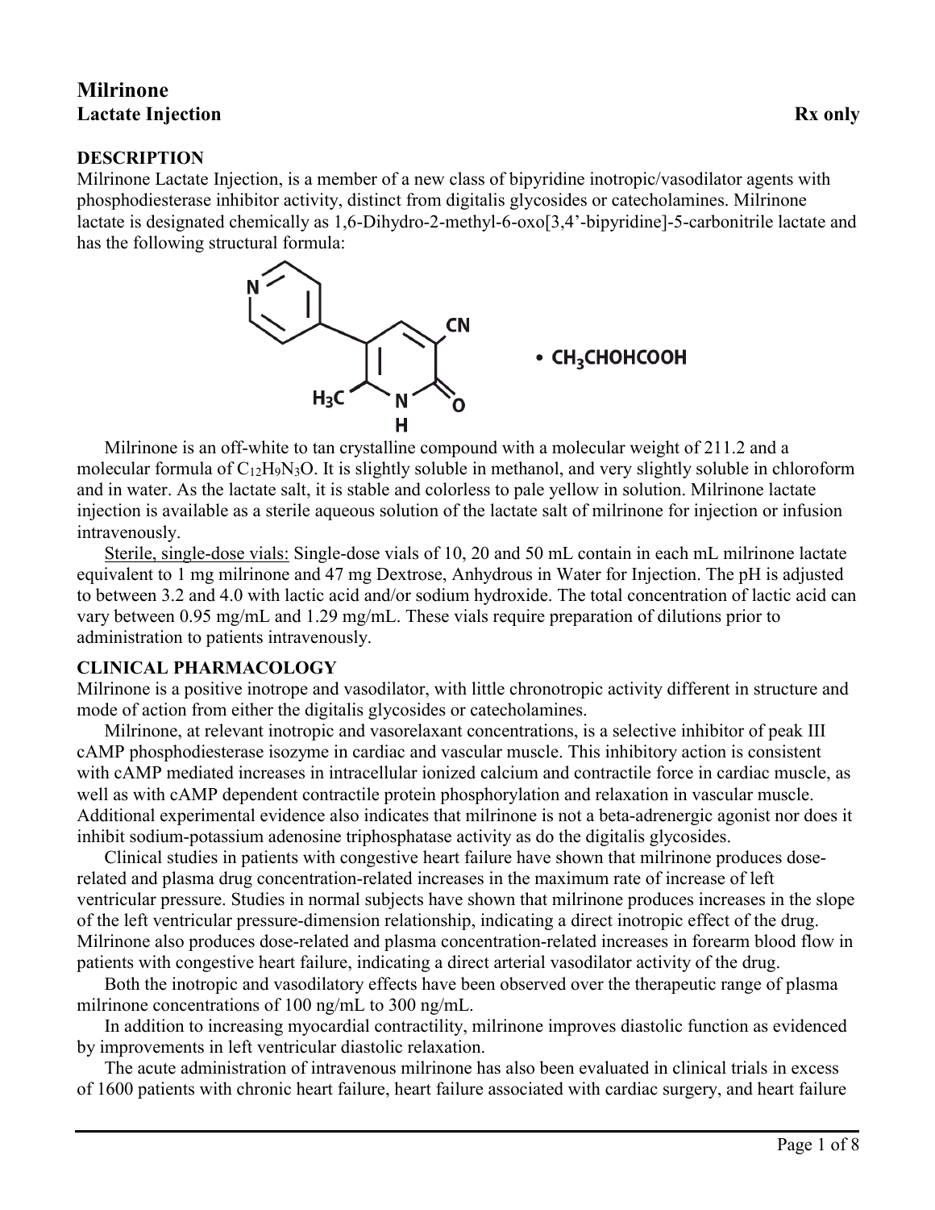# Milrinone
## Lactate Injection                                                                                           Rx only

### DESCRIPTION

Milrinone Lactate Injection, is a member of a new class of bipyridine inotropic/vasodilator agents with phosphodiesterase inhibitor activity, distinct from digitalis glycosides or catecholamines. Milrinone lactate is designated chemically as 1,6-Dihydro-2-methyl-6-oxo[3,4'-bipyridine]-5-carbonitrile lactate and has the following structural formula:

• $CH_3CHOHCOOH$

Milrinone is an off-white to tan crystalline compound with a molecular weight of 211.2 and a molecular formula of $C_{12}H_9N_3O$. It is slightly soluble in methanol, and very slightly soluble in chloroform and in water. As the lactate salt, it is stable and colorless to pale yellow in solution. Milrinone lactate injection is available as a sterile aqueous solution of the lactate salt of milrinone for injection or infusion intravenously.

Sterile, single-dose vials: Single-dose vials of 10, 20 and 50 mL contain in each mL milrinone lactate equivalent to 1 mg milrinone and 47 mg Dextrose, Anhydrous in Water for Injection. The pH is adjusted to between 3.2 and 4.0 with lactic acid and/or sodium hydroxide. The total concentration of lactic acid can vary between 0.95 mg/mL and 1.29 mg/mL. These vials require preparation of dilutions prior to administration to patients intravenously.

### CLINICAL PHARMACOLOGY

Milrinone is a positive inotrope and vasodilator, with little chronotropic activity different in structure and mode of action from either the digitalis glycosides or catecholamines.

Milrinone, at relevant inotropic and vasorelaxant concentrations, is a selective inhibitor of peak III cAMP phosphodiesterase isozyme in cardiac and vascular muscle. This inhibitory action is consistent with cAMP mediated increases in intracellular ionized calcium and contractile force in cardiac muscle, as well as with cAMP dependent contractile protein phosphorylation and relaxation in vascular muscle. Additional experimental evidence also indicates that milrinone is not a beta-adrenergic agonist nor does it inhibit sodium-potassium adenosine triphosphatase activity as do the digitalis glycosides.

Clinical studies in patients with congestive heart failure have shown that milrinone produces dose-related and plasma drug concentration-related increases in the maximum rate of increase of left ventricular pressure. Studies in normal subjects have shown that milrinone produces increases in the slope of the left ventricular pressure-dimension relationship, indicating a direct inotropic effect of the drug. Milrinone also produces dose-related and plasma concentration-related increases in forearm blood flow in patients with congestive heart failure, indicating a direct arterial vasodilator activity of the drug.

Both the inotropic and vasodilatory effects have been observed over the therapeutic range of plasma milrinone concentrations of 100 ng/mL to 300 ng/mL.

In addition to increasing myocardial contractility, milrinone improves diastolic function as evidenced by improvements in left ventricular diastolic relaxation.

The acute administration of intravenous milrinone has also been evaluated in clinical trials in excess of 1600 patients with chronic heart failure, heart failure associated with cardiac surgery, and heart failure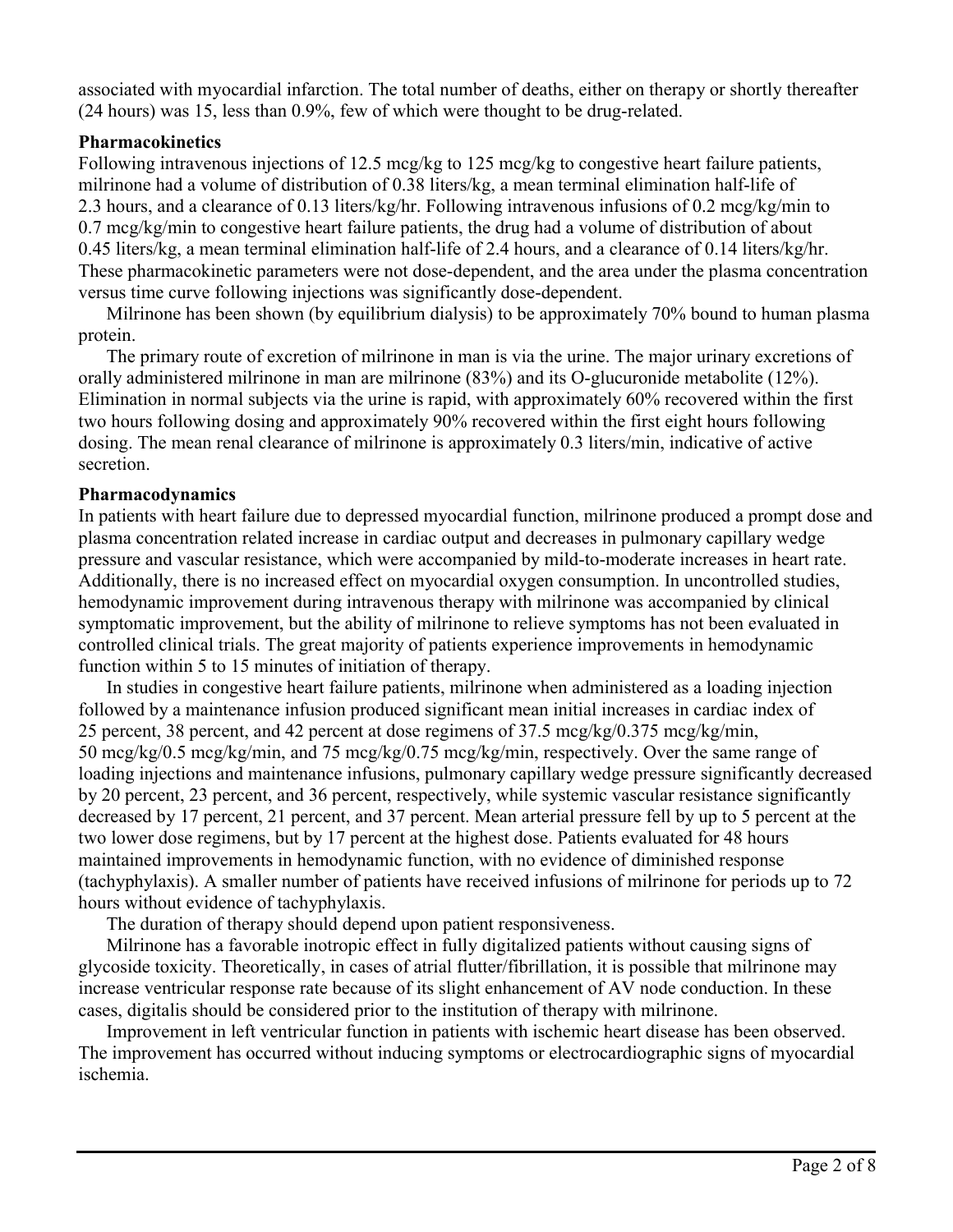associated with myocardial infarction. The total number of deaths, either on therapy or shortly thereafter (24 hours) was 15, less than 0.9%, few of which were thought to be drug-related.

**Pharmacokinetics**

Following intravenous injections of 12.5 mcg/kg to 125 mcg/kg to congestive heart failure patients, milrinone had a volume of distribution of 0.38 liters/kg, a mean terminal elimination half-life of 2.3 hours, and a clearance of 0.13 liters/kg/hr. Following intravenous infusions of 0.2 mcg/kg/min to 0.7 mcg/kg/min to congestive heart failure patients, the drug had a volume of distribution of about 0.45 liters/kg, a mean terminal elimination half-life of 2.4 hours, and a clearance of 0.14 liters/kg/hr. These pharmacokinetic parameters were not dose-dependent, and the area under the plasma concentration versus time curve following injections was significantly dose-dependent.

Milrinone has been shown (by equilibrium dialysis) to be approximately 70% bound to human plasma protein.

The primary route of excretion of milrinone in man is via the urine. The major urinary excretions of orally administered milrinone in man are milrinone (83%) and its O-glucuronide metabolite (12%). Elimination in normal subjects via the urine is rapid, with approximately 60% recovered within the first two hours following dosing and approximately 90% recovered within the first eight hours following dosing. The mean renal clearance of milrinone is approximately 0.3 liters/min, indicative of active secretion.

**Pharmacodynamics**

In patients with heart failure due to depressed myocardial function, milrinone produced a prompt dose and plasma concentration related increase in cardiac output and decreases in pulmonary capillary wedge pressure and vascular resistance, which were accompanied by mild-to-moderate increases in heart rate. Additionally, there is no increased effect on myocardial oxygen consumption. In uncontrolled studies, hemodynamic improvement during intravenous therapy with milrinone was accompanied by clinical symptomatic improvement, but the ability of milrinone to relieve symptoms has not been evaluated in controlled clinical trials. The great majority of patients experience improvements in hemodynamic function within 5 to 15 minutes of initiation of therapy.

In studies in congestive heart failure patients, milrinone when administered as a loading injection followed by a maintenance infusion produced significant mean initial increases in cardiac index of 25 percent, 38 percent, and 42 percent at dose regimens of 37.5 mcg/kg/0.375 mcg/kg/min, 50 mcg/kg/0.5 mcg/kg/min, and 75 mcg/kg/0.75 mcg/kg/min, respectively. Over the same range of loading injections and maintenance infusions, pulmonary capillary wedge pressure significantly decreased by 20 percent, 23 percent, and 36 percent, respectively, while systemic vascular resistance significantly decreased by 17 percent, 21 percent, and 37 percent. Mean arterial pressure fell by up to 5 percent at the two lower dose regimens, but by 17 percent at the highest dose. Patients evaluated for 48 hours maintained improvements in hemodynamic function, with no evidence of diminished response (tachyphylaxis). A smaller number of patients have received infusions of milrinone for periods up to 72 hours without evidence of tachyphylaxis.

The duration of therapy should depend upon patient responsiveness.

Milrinone has a favorable inotropic effect in fully digitalized patients without causing signs of glycoside toxicity. Theoretically, in cases of atrial flutter/fibrillation, it is possible that milrinone may increase ventricular response rate because of its slight enhancement of AV node conduction. In these cases, digitalis should be considered prior to the institution of therapy with milrinone.

Improvement in left ventricular function in patients with ischemic heart disease has been observed. The improvement has occurred without inducing symptoms or electrocardiographic signs of myocardial ischemia.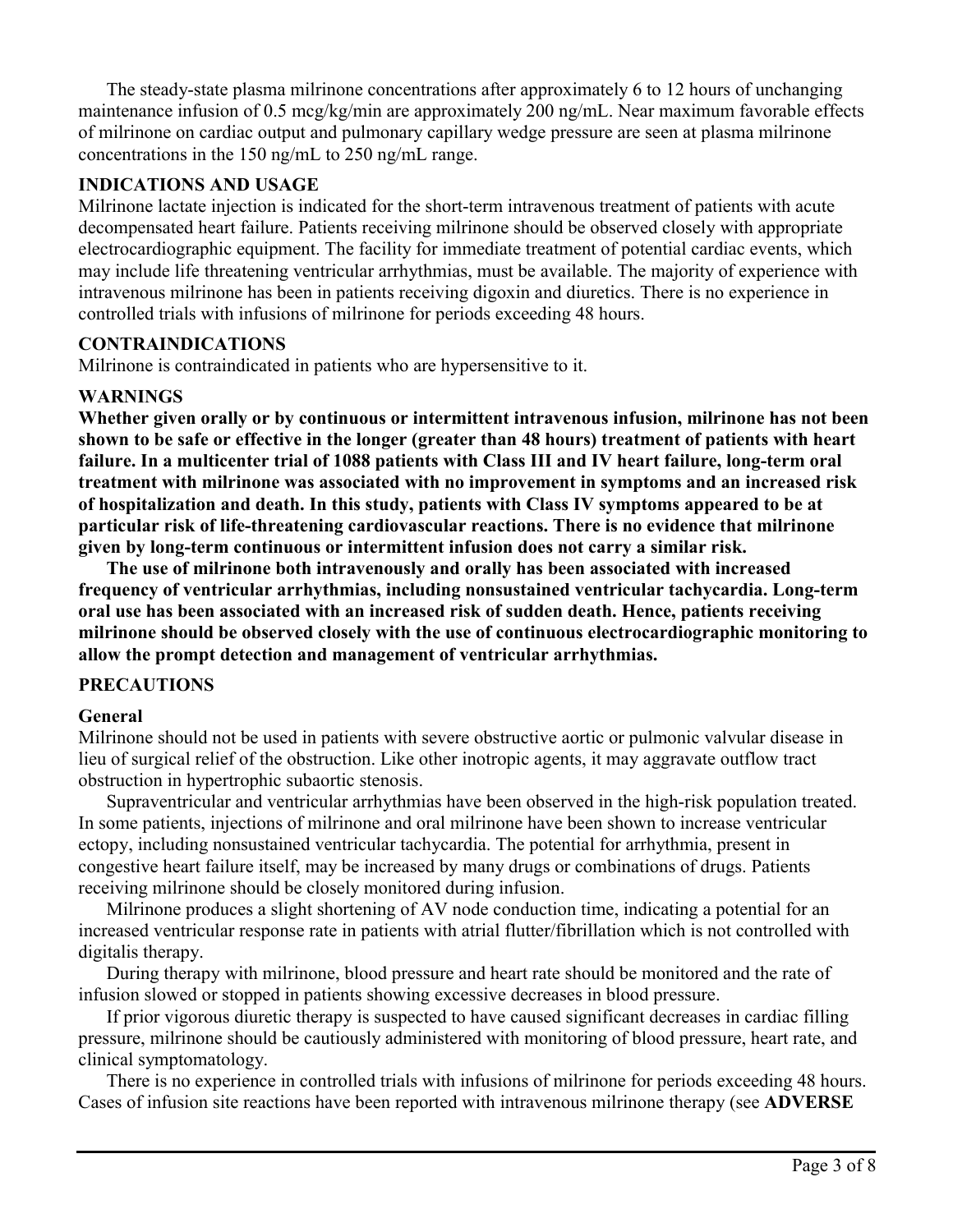The steady-state plasma milrinone concentrations after approximately 6 to 12 hours of unchanging maintenance infusion of 0.5 mcg/kg/min are approximately 200 ng/mL. Near maximum favorable effects of milrinone on cardiac output and pulmonary capillary wedge pressure are seen at plasma milrinone concentrations in the 150 ng/mL to 250 ng/mL range.

## INDICATIONS AND USAGE

Milrinone lactate injection is indicated for the short-term intravenous treatment of patients with acute decompensated heart failure. Patients receiving milrinone should be observed closely with appropriate electrocardiographic equipment. The facility for immediate treatment of potential cardiac events, which may include life threatening ventricular arrhythmias, must be available. The majority of experience with intravenous milrinone has been in patients receiving digoxin and diuretics. There is no experience in controlled trials with infusions of milrinone for periods exceeding 48 hours.

## CONTRAINDICATIONS

Milrinone is contraindicated in patients who are hypersensitive to it.

## WARNINGS

**Whether given orally or by continuous or intermittent intravenous infusion, milrinone has not been shown to be safe or effective in the longer (greater than 48 hours) treatment of patients with heart failure. In a multicenter trial of 1088 patients with Class III and IV heart failure, long-term oral treatment with milrinone was associated with no improvement in symptoms and an increased risk of hospitalization and death. In this study, patients with Class IV symptoms appeared to be at particular risk of life-threatening cardiovascular reactions. There is no evidence that milrinone given by long-term continuous or intermittent infusion does not carry a similar risk.**

**The use of milrinone both intravenously and orally has been associated with increased frequency of ventricular arrhythmias, including nonsustained ventricular tachycardia. Long-term oral use has been associated with an increased risk of sudden death. Hence, patients receiving milrinone should be observed closely with the use of continuous electrocardiographic monitoring to allow the prompt detection and management of ventricular arrhythmias.**

## PRECAUTIONS

### General

Milrinone should not be used in patients with severe obstructive aortic or pulmonic valvular disease in lieu of surgical relief of the obstruction. Like other inotropic agents, it may aggravate outflow tract obstruction in hypertrophic subaortic stenosis.

Supraventricular and ventricular arrhythmias have been observed in the high-risk population treated. In some patients, injections of milrinone and oral milrinone have been shown to increase ventricular ectopy, including nonsustained ventricular tachycardia. The potential for arrhythmia, present in congestive heart failure itself, may be increased by many drugs or combinations of drugs. Patients receiving milrinone should be closely monitored during infusion.

Milrinone produces a slight shortening of AV node conduction time, indicating a potential for an increased ventricular response rate in patients with atrial flutter/fibrillation which is not controlled with digitalis therapy.

During therapy with milrinone, blood pressure and heart rate should be monitored and the rate of infusion slowed or stopped in patients showing excessive decreases in blood pressure.

If prior vigorous diuretic therapy is suspected to have caused significant decreases in cardiac filling pressure, milrinone should be cautiously administered with monitoring of blood pressure, heart rate, and clinical symptomatology.

There is no experience in controlled trials with infusions of milrinone for periods exceeding 48 hours. Cases of infusion site reactions have been reported with intravenous milrinone therapy (see **ADVERSE**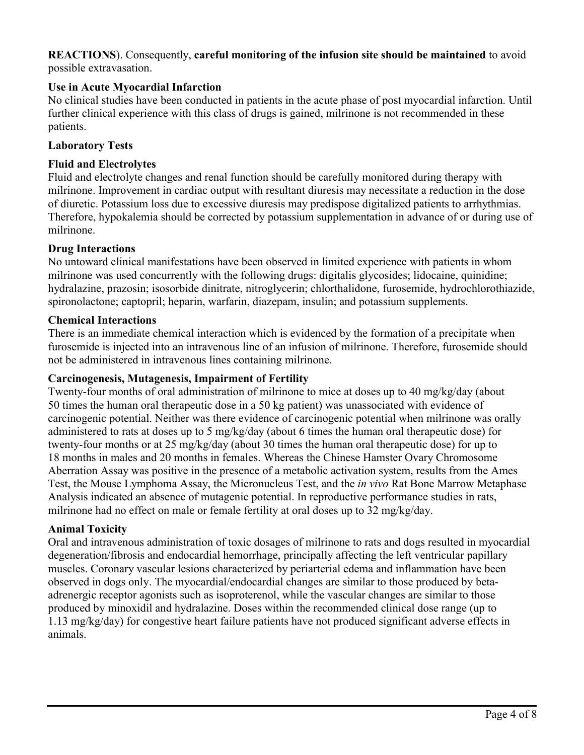**REACTIONS**). Consequently, **careful monitoring of the infusion site should be maintained** to avoid possible extravasation.

**Use in Acute Myocardial Infarction**

No clinical studies have been conducted in patients in the acute phase of post myocardial infarction. Until further clinical experience with this class of drugs is gained, milrinone is not recommended in these patients.

**Laboratory Tests**

**Fluid and Electrolytes**

Fluid and electrolyte changes and renal function should be carefully monitored during therapy with milrinone. Improvement in cardiac output with resultant diuresis may necessitate a reduction in the dose of diuretic. Potassium loss due to excessive diuresis may predispose digitalized patients to arrhythmias. Therefore, hypokalemia should be corrected by potassium supplementation in advance of or during use of milrinone.

**Drug Interactions**

No untoward clinical manifestations have been observed in limited experience with patients in whom milrinone was used concurrently with the following drugs: digitalis glycosides; lidocaine, quinidine; hydralazine, prazosin; isosorbide dinitrate, nitroglycerin; chlorthalidone, furosemide, hydrochlorothiazide, spironolactone; captopril; heparin, warfarin, diazepam, insulin; and potassium supplements.

**Chemical Interactions**

There is an immediate chemical interaction which is evidenced by the formation of a precipitate when furosemide is injected into an intravenous line of an infusion of milrinone. Therefore, furosemide should not be administered in intravenous lines containing milrinone.

**Carcinogenesis, Mutagenesis, Impairment of Fertility**

Twenty-four months of oral administration of milrinone to mice at doses up to 40 mg/kg/day (about 50 times the human oral therapeutic dose in a 50 kg patient) was unassociated with evidence of carcinogenic potential. Neither was there evidence of carcinogenic potential when milrinone was orally administered to rats at doses up to 5 mg/kg/day (about 6 times the human oral therapeutic dose) for twenty-four months or at 25 mg/kg/day (about 30 times the human oral therapeutic dose) for up to 18 months in males and 20 months in females. Whereas the Chinese Hamster Ovary Chromosome Aberration Assay was positive in the presence of a metabolic activation system, results from the Ames Test, the Mouse Lymphoma Assay, the Micronucleus Test, and the *in vivo* Rat Bone Marrow Metaphase Analysis indicated an absence of mutagenic potential. In reproductive performance studies in rats, milrinone had no effect on male or female fertility at oral doses up to 32 mg/kg/day.

**Animal Toxicity**

Oral and intravenous administration of toxic dosages of milrinone to rats and dogs resulted in myocardial degeneration/fibrosis and endocardial hemorrhage, principally affecting the left ventricular papillary muscles. Coronary vascular lesions characterized by periarterial edema and inflammation have been observed in dogs only. The myocardial/endocardial changes are similar to those produced by beta-adrenergic receptor agonists such as isoproterenol, while the vascular changes are similar to those produced by minoxidil and hydralazine. Doses within the recommended clinical dose range (up to 1.13 mg/kg/day) for congestive heart failure patients have not produced significant adverse effects in animals.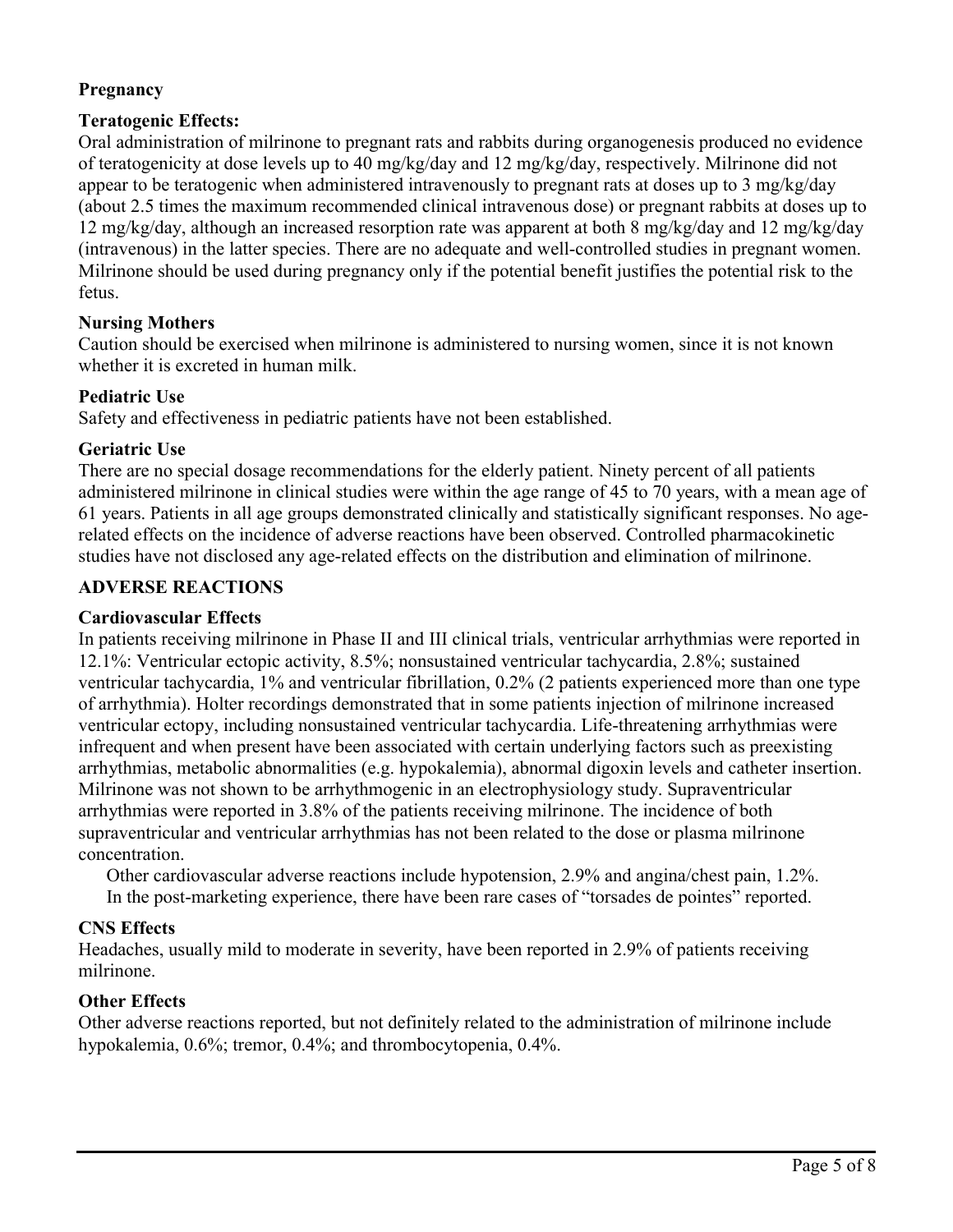### Pregnancy

**Teratogenic Effects:**

Oral administration of milrinone to pregnant rats and rabbits during organogenesis produced no evidence of teratogenicity at dose levels up to 40 mg/kg/day and 12 mg/kg/day, respectively. Milrinone did not appear to be teratogenic when administered intravenously to pregnant rats at doses up to 3 mg/kg/day (about 2.5 times the maximum recommended clinical intravenous dose) or pregnant rabbits at doses up to 12 mg/kg/day, although an increased resorption rate was apparent at both 8 mg/kg/day and 12 mg/kg/day (intravenous) in the latter species. There are no adequate and well-controlled studies in pregnant women. Milrinone should be used during pregnancy only if the potential benefit justifies the potential risk to the fetus.

### Nursing Mothers

Caution should be exercised when milrinone is administered to nursing women, since it is not known whether it is excreted in human milk.

### Pediatric Use

Safety and effectiveness in pediatric patients have not been established.

### Geriatric Use

There are no special dosage recommendations for the elderly patient. Ninety percent of all patients administered milrinone in clinical studies were within the age range of 45 to 70 years, with a mean age of 61 years. Patients in all age groups demonstrated clinically and statistically significant responses. No age-related effects on the incidence of adverse reactions have been observed. Controlled pharmacokinetic studies have not disclosed any age-related effects on the distribution and elimination of milrinone.

## ADVERSE REACTIONS

### Cardiovascular Effects

In patients receiving milrinone in Phase II and III clinical trials, ventricular arrhythmias were reported in 12.1%: Ventricular ectopic activity, 8.5%; nonsustained ventricular tachycardia, 2.8%; sustained ventricular tachycardia, 1% and ventricular fibrillation, 0.2% (2 patients experienced more than one type of arrhythmia). Holter recordings demonstrated that in some patients injection of milrinone increased ventricular ectopy, including nonsustained ventricular tachycardia. Life-threatening arrhythmias were infrequent and when present have been associated with certain underlying factors such as preexisting arrhythmias, metabolic abnormalities (e.g. hypokalemia), abnormal digoxin levels and catheter insertion. Milrinone was not shown to be arrhythmogenic in an electrophysiology study. Supraventricular arrhythmias were reported in 3.8% of the patients receiving milrinone. The incidence of both supraventricular and ventricular arrhythmias has not been related to the dose or plasma milrinone concentration.

Other cardiovascular adverse reactions include hypotension, 2.9% and angina/chest pain, 1.2%.

In the post-marketing experience, there have been rare cases of "torsades de pointes" reported.

### CNS Effects

Headaches, usually mild to moderate in severity, have been reported in 2.9% of patients receiving milrinone.

### Other Effects

Other adverse reactions reported, but not definitely related to the administration of milrinone include hypokalemia, 0.6%; tremor, 0.4%; and thrombocytopenia, 0.4%.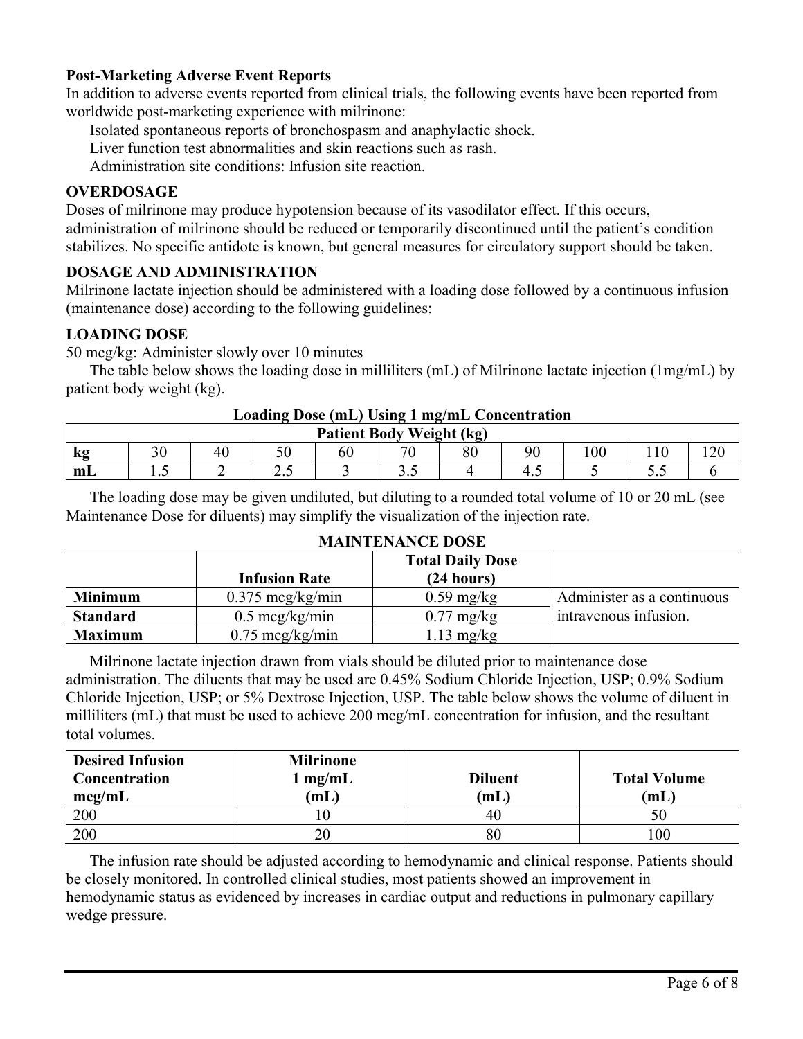**Post-Marketing Adverse Event Reports**

In addition to adverse events reported from clinical trials, the following events have been reported from worldwide post-marketing experience with milrinone:

Isolated spontaneous reports of bronchospasm and anaphylactic shock.

Liver function test abnormalities and skin reactions such as rash.

Administration site conditions: Infusion site reaction.

## OVERDOSAGE

Doses of milrinone may produce hypotension because of its vasodilator effect. If this occurs, administration of milrinone should be reduced or temporarily discontinued until the patient's condition stabilizes. No specific antidote is known, but general measures for circulatory support should be taken.

## DOSAGE AND ADMINISTRATION

Milrinone lactate injection should be administered with a loading dose followed by a continuous infusion (maintenance dose) according to the following guidelines:

### LOADING DOSE

50 mcg/kg: Administer slowly over 10 minutes

The table below shows the loading dose in milliliters (mL) of Milrinone lactate injection (1mg/mL) by patient body weight (kg).

**Loading Dose (mL) Using 1 mg/mL Concentration**

| | Patient Body Weight (kg) | | | | | | | | | |
|---|---|---|---|---|---|---|---|---|---|---|
| **kg** | 30 | 40 | 50 | 60 | 70 | 80 | 90 | 100 | 110 | 120 |
| **mL** | 1.5 | 2 | 2.5 | 3 | 3.5 | 4 | 4.5 | 5 | 5.5 | 6 |

The loading dose may be given undiluted, but diluting to a rounded total volume of 10 or 20 mL (see Maintenance Dose for diluents) may simplify the visualization of the injection rate.

**MAINTENANCE DOSE**

| | Infusion Rate | Total Daily Dose (24 hours) | |
|---|---|---|---|
| **Minimum** | 0.375 mcg/kg/min | 0.59 mg/kg | Administer as a continuous intravenous infusion. |
| **Standard** | 0.5 mcg/kg/min | 0.77 mg/kg | |
| **Maximum** | 0.75 mcg/kg/min | 1.13 mg/kg | |

Milrinone lactate injection drawn from vials should be diluted prior to maintenance dose administration. The diluents that may be used are 0.45% Sodium Chloride Injection, USP; 0.9% Sodium Chloride Injection, USP; or 5% Dextrose Injection, USP. The table below shows the volume of diluent in milliliters (mL) that must be used to achieve 200 mcg/mL concentration for infusion, and the resultant total volumes.

| Desired Infusion Concentration mcg/mL | Milrinone 1 mg/mL (mL) | Diluent (mL) | Total Volume (mL) |
|---|---|---|---|
| 200 | 10 | 40 | 50 |
| 200 | 20 | 80 | 100 |

The infusion rate should be adjusted according to hemodynamic and clinical response. Patients should be closely monitored. In controlled clinical studies, most patients showed an improvement in hemodynamic status as evidenced by increases in cardiac output and reductions in pulmonary capillary wedge pressure.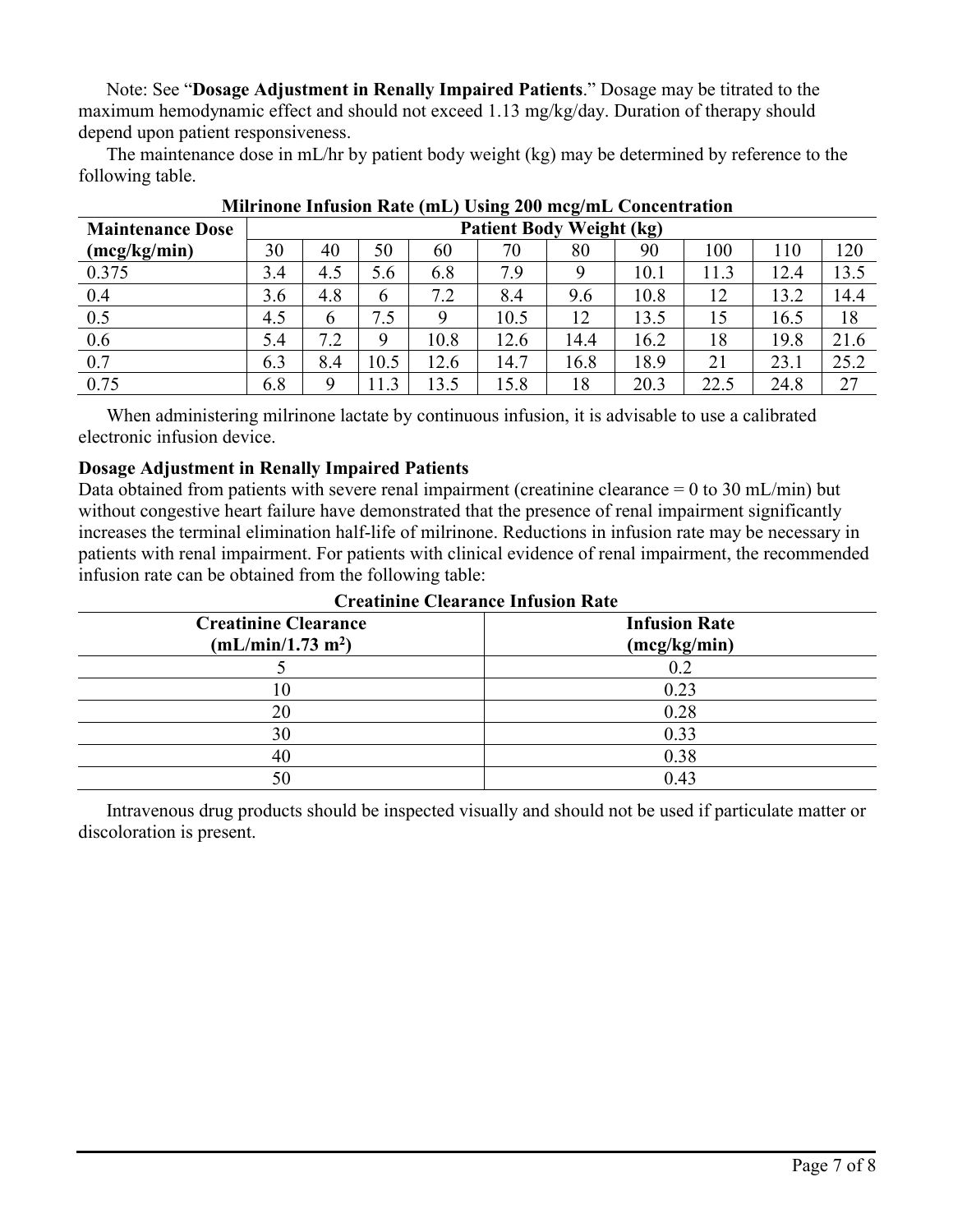Note: See "**Dosage Adjustment in Renally Impaired Patients**." Dosage may be titrated to the maximum hemodynamic effect and should not exceed 1.13 mg/kg/day. Duration of therapy should depend upon patient responsiveness.

The maintenance dose in mL/hr by patient body weight (kg) may be determined by reference to the following table.

**Milrinone Infusion Rate (mL) Using 200 mcg/mL Concentration**

| Maintenance Dose (mcg/kg/min) | Patient Body Weight (kg) | | | | | | | | | |
|---|---|---|---|---|---|---|---|---|---|---|
| | 30 | 40 | 50 | 60 | 70 | 80 | 90 | 100 | 110 | 120 |
| 0.375 | 3.4 | 4.5 | 5.6 | 6.8 | 7.9 | 9 | 10.1 | 11.3 | 12.4 | 13.5 |
| 0.4 | 3.6 | 4.8 | 6 | 7.2 | 8.4 | 9.6 | 10.8 | 12 | 13.2 | 14.4 |
| 0.5 | 4.5 | 6 | 7.5 | 9 | 10.5 | 12 | 13.5 | 15 | 16.5 | 18 |
| 0.6 | 5.4 | 7.2 | 9 | 10.8 | 12.6 | 14.4 | 16.2 | 18 | 19.8 | 21.6 |
| 0.7 | 6.3 | 8.4 | 10.5 | 12.6 | 14.7 | 16.8 | 18.9 | 21 | 23.1 | 25.2 |
| 0.75 | 6.8 | 9 | 11.3 | 13.5 | 15.8 | 18 | 20.3 | 22.5 | 24.8 | 27 |

When administering milrinone lactate by continuous infusion, it is advisable to use a calibrated electronic infusion device.

### Dosage Adjustment in Renally Impaired Patients

Data obtained from patients with severe renal impairment (creatinine clearance = 0 to 30 mL/min) but without congestive heart failure have demonstrated that the presence of renal impairment significantly increases the terminal elimination half-life of milrinone. Reductions in infusion rate may be necessary in patients with renal impairment. For patients with clinical evidence of renal impairment, the recommended infusion rate can be obtained from the following table:

**Creatinine Clearance Infusion Rate**

| Creatinine Clearance (mL/min/1.73 $m^2$) | Infusion Rate (mcg/kg/min) |
|---|---|
| 5 | 0.2 |
| 10 | 0.23 |
| 20 | 0.28 |
| 30 | 0.33 |
| 40 | 0.38 |
| 50 | 0.43 |

Intravenous drug products should be inspected visually and should not be used if particulate matter or discoloration is present.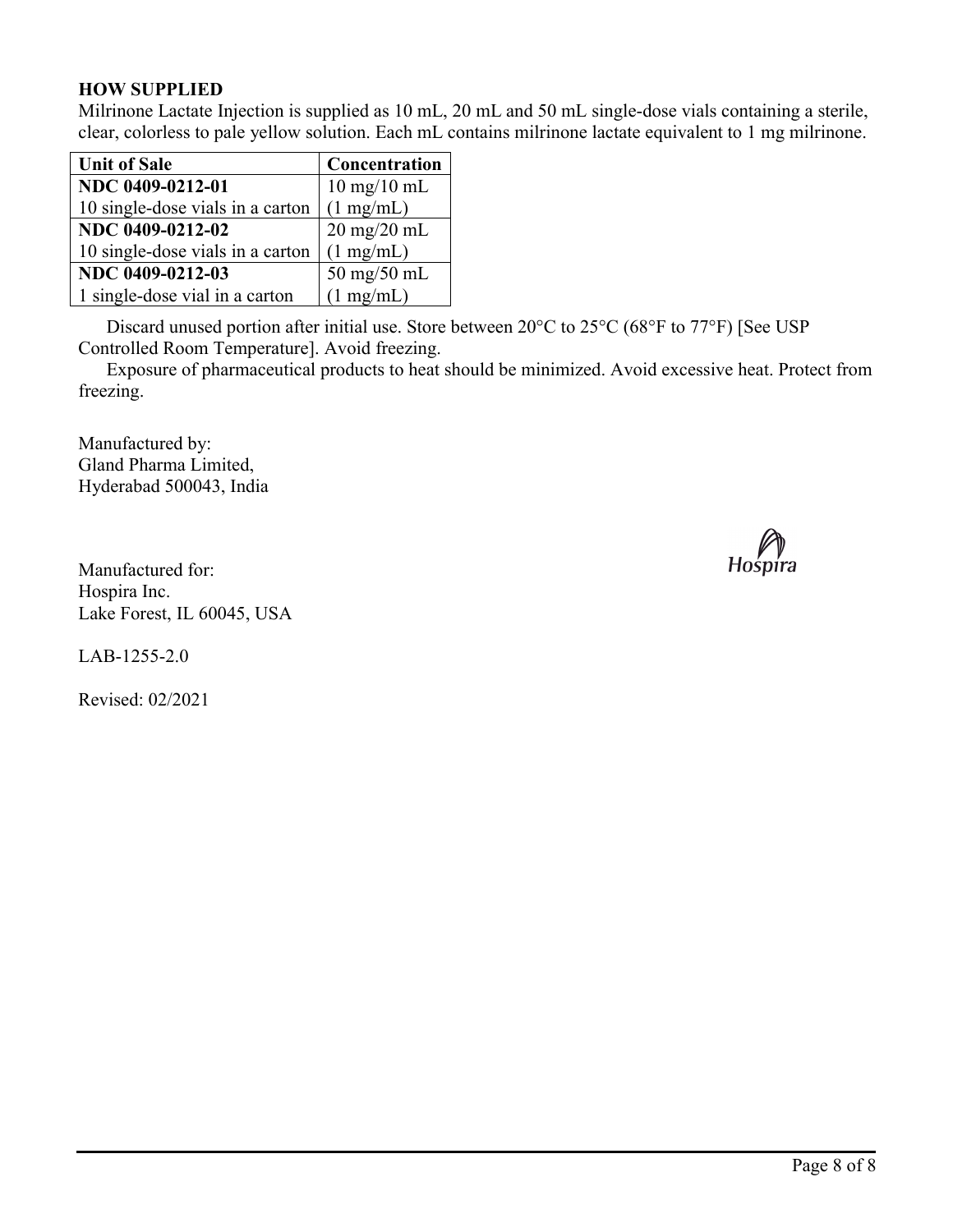## HOW SUPPLIED

Milrinone Lactate Injection is supplied as 10 mL, 20 mL and 50 mL single-dose vials containing a sterile, clear, colorless to pale yellow solution. Each mL contains milrinone lactate equivalent to 1 mg milrinone.

| Unit of Sale | Concentration |
|---|---|
| **NDC 0409-0212-01** 10 single-dose vials in a carton | 10 mg/10 mL (1 mg/mL) |
| **NDC 0409-0212-02** 10 single-dose vials in a carton | 20 mg/20 mL (1 mg/mL) |
| **NDC 0409-0212-03** 1 single-dose vial in a carton | 50 mg/50 mL (1 mg/mL) |

Discard unused portion after initial use. Store between 20°C to 25°C (68°F to 77°F) [See USP Controlled Room Temperature]. Avoid freezing.

Exposure of pharmaceutical products to heat should be minimized. Avoid excessive heat. Protect from freezing.

Manufactured by:
Gland Pharma Limited,
Hyderabad 500043, India

Manufactured for:
Hospira Inc.
Lake Forest, IL 60045, USA

Hospira

LAB-1255-2.0

Revised: 02/2021